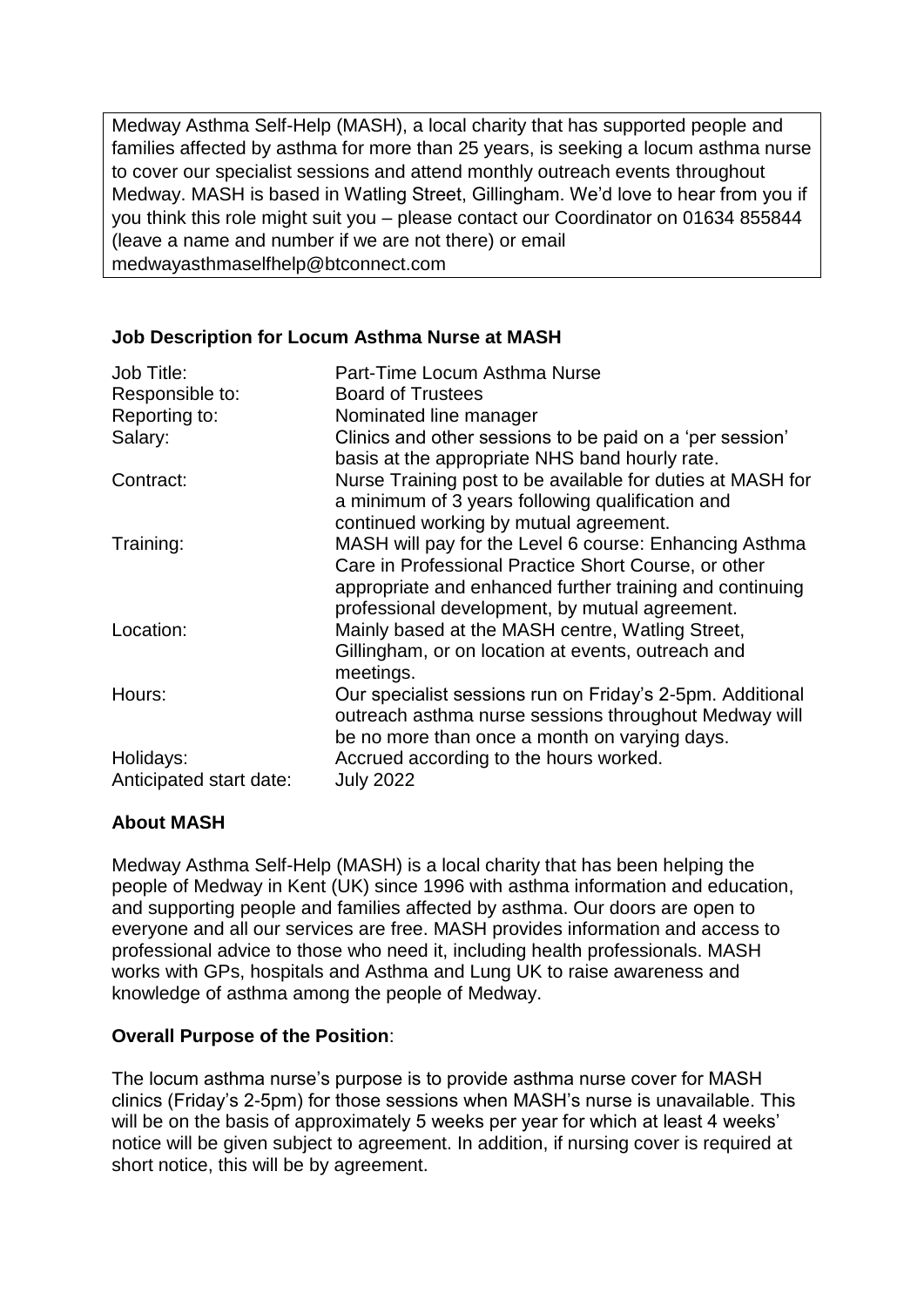Medway Asthma Self-Help (MASH), a local charity that has supported people and families affected by asthma for more than 25 years, is seeking a locum asthma nurse to cover our specialist sessions and attend monthly outreach events throughout Medway. MASH is based in Watling Street, Gillingham. We'd love to hear from you if you think this role might suit you – please contact our Coordinator on 01634 855844 (leave a name and number if we are not there) or email medwayasthmaselfhelp@btconnect.com

## Job Description for Locum Asthma Nurse at MASH

| | |
|---|---|
| Job Title: | Part-Time Locum Asthma Nurse |
| Responsible to: | Board of Trustees |
| Reporting to: | Nominated line manager |
| Salary: | Clinics and other sessions to be paid on a 'per session' basis at the appropriate NHS band hourly rate. |
| Contract: | Nurse Training post to be available for duties at MASH for a minimum of 3 years following qualification and continued working by mutual agreement. |
| Training: | MASH will pay for the Level 6 course: Enhancing Asthma Care in Professional Practice Short Course, or other appropriate and enhanced further training and continuing professional development, by mutual agreement. |
| Location: | Mainly based at the MASH centre, Watling Street, Gillingham, or on location at events, outreach and meetings. |
| Hours: | Our specialist sessions run on Friday's 2-5pm. Additional outreach asthma nurse sessions throughout Medway will be no more than once a month on varying days. |
| Holidays: | Accrued according to the hours worked. |
| Anticipated start date: | July 2022 |

## About MASH

Medway Asthma Self-Help (MASH) is a local charity that has been helping the people of Medway in Kent (UK) since 1996 with asthma information and education, and supporting people and families affected by asthma. Our doors are open to everyone and all our services are free. MASH provides information and access to professional advice to those who need it, including health professionals. MASH works with GPs, hospitals and Asthma and Lung UK to raise awareness and knowledge of asthma among the people of Medway.

## Overall Purpose of the Position:

The locum asthma nurse's purpose is to provide asthma nurse cover for MASH clinics (Friday's 2-5pm) for those sessions when MASH's nurse is unavailable. This will be on the basis of approximately 5 weeks per year for which at least 4 weeks' notice will be given subject to agreement. In addition, if nursing cover is required at short notice, this will be by agreement.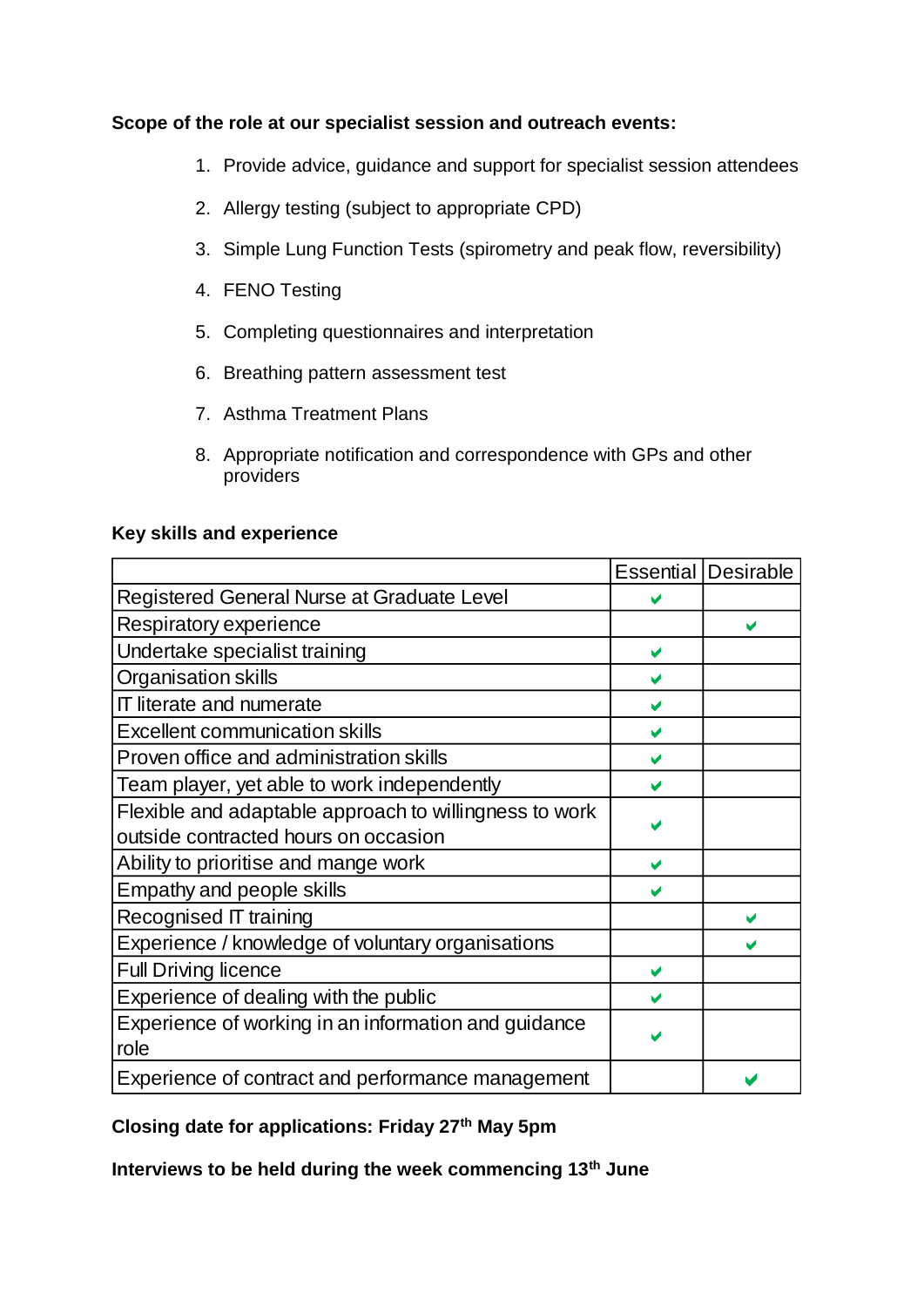**Scope of the role at our specialist session and outreach events:**

1. Provide advice, guidance and support for specialist session attendees
2. Allergy testing (subject to appropriate CPD)
3. Simple Lung Function Tests (spirometry and peak flow, reversibility)
4. FENO Testing
5. Completing questionnaires and interpretation
6. Breathing pattern assessment test
7. Asthma Treatment Plans
8. Appropriate notification and correspondence with GPs and other providers

**Key skills and experience**

| | Essential | Desirable |
|---|---|---|
| Registered General Nurse at Graduate Level | ✔ | |
| Respiratory experience | | ✔ |
| Undertake specialist training | ✔ | |
| Organisation skills | ✔ | |
| IT literate and numerate | ✔ | |
| Excellent communication skills | ✔ | |
| Proven office and administration skills | ✔ | |
| Team player, yet able to work independently | ✔ | |
| Flexible and adaptable approach to willingness to work outside contracted hours on occasion | ✔ | |
| Ability to prioritise and mange work | ✔ | |
| Empathy and people skills | ✔ | |
| Recognised IT training | | ✔ |
| Experience / knowledge of voluntary organisations | | ✔ |
| Full Driving licence | ✔ | |
| Experience of dealing with the public | ✔ | |
| Experience of working in an information and guidance role | ✔ | |
| Experience of contract and performance management | | ✔ |

**Closing date for applications: Friday 27th May 5pm**

**Interviews to be held during the week commencing 13th June**